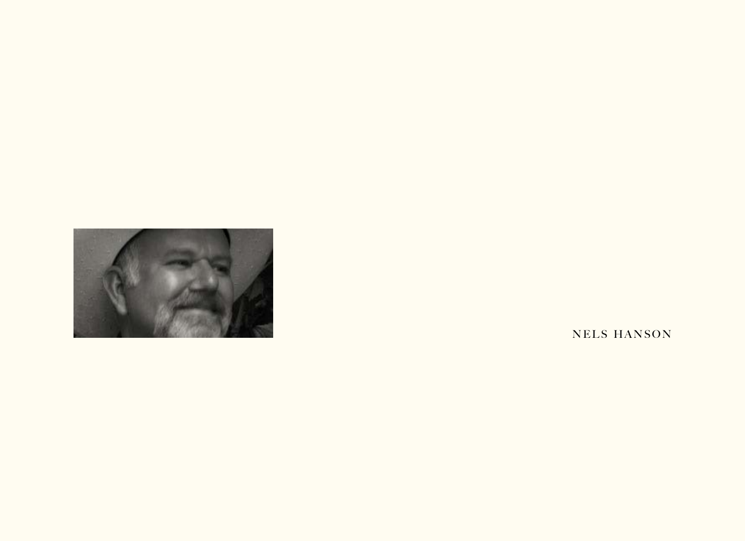NELS HANSON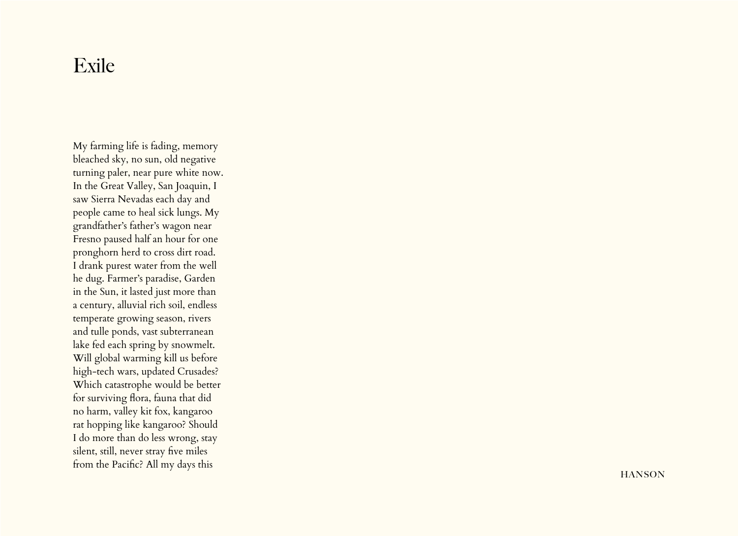# Exile

My farming life is fading, memory
bleached sky, no sun, old negative
turning paler, near pure white now.
In the Great Valley, San Joaquin, I
saw Sierra Nevadas each day and
people came to heal sick lungs. My
grandfather's father's wagon near
Fresno paused half an hour for one
pronghorn herd to cross dirt road.
I drank purest water from the well
he dug. Farmer's paradise, Garden
in the Sun, it lasted just more than
a century, alluvial rich soil, endless
temperate growing season, rivers
and tulle ponds, vast subterranean
lake fed each spring by snowmelt.
Will global warming kill us before
high-tech wars, updated Crusades?
Which catastrophe would be better
for surviving flora, fauna that did
no harm, valley kit fox, kangaroo
rat hopping like kangaroo? Should
I do more than do less wrong, stay
silent, still, never stray five miles
from the Pacific? All my days this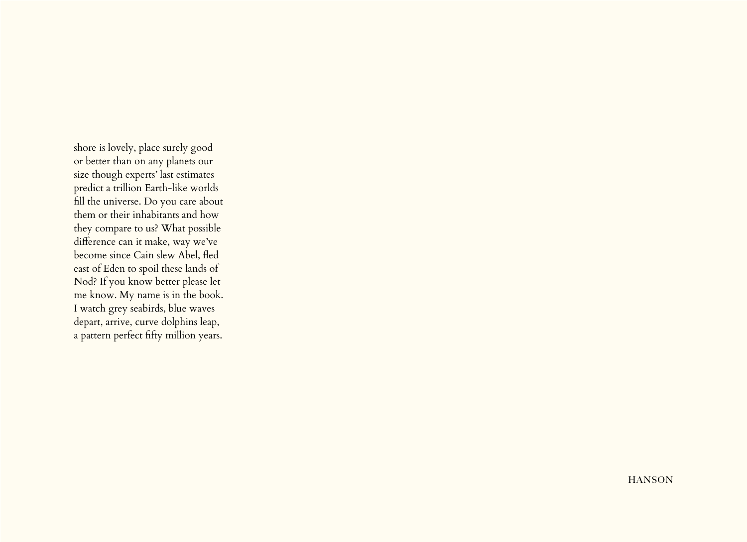shore is lovely, place surely good
or better than on any planets our
size though experts' last estimates
predict a trillion Earth-like worlds
fill the universe. Do you care about
them or their inhabitants and how
they compare to us? What possible
difference can it make, way we've
become since Cain slew Abel, fled
east of Eden to spoil these lands of
Nod? If you know better please let
me know. My name is in the book.
I watch grey seabirds, blue waves
depart, arrive, curve dolphins leap,
a pattern perfect fifty million years.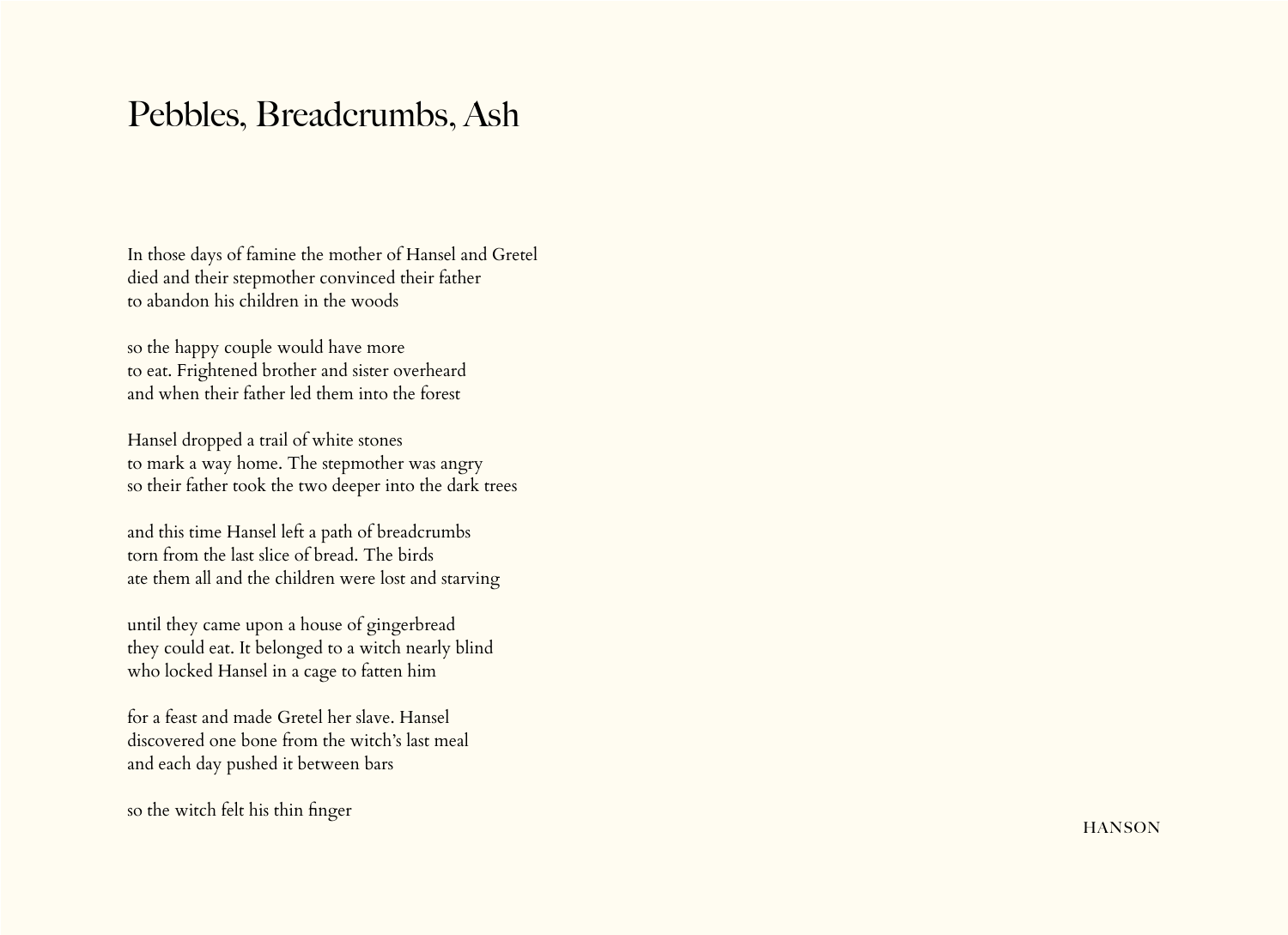# Pebbles, Breadcrumbs, Ash

In those days of famine the mother of Hansel and Gretel
died and their stepmother convinced their father
to abandon his children in the woods

so the happy couple would have more
to eat. Frightened brother and sister overheard
and when their father led them into the forest

Hansel dropped a trail of white stones
to mark a way home. The stepmother was angry
so their father took the two deeper into the dark trees

and this time Hansel left a path of breadcrumbs
torn from the last slice of bread. The birds
ate them all and the children were lost and starving

until they came upon a house of gingerbread
they could eat. It belonged to a witch nearly blind
who locked Hansel in a cage to fatten him

for a feast and made Gretel her slave. Hansel
discovered one bone from the witch's last meal
and each day pushed it between bars

so the witch felt his thin finger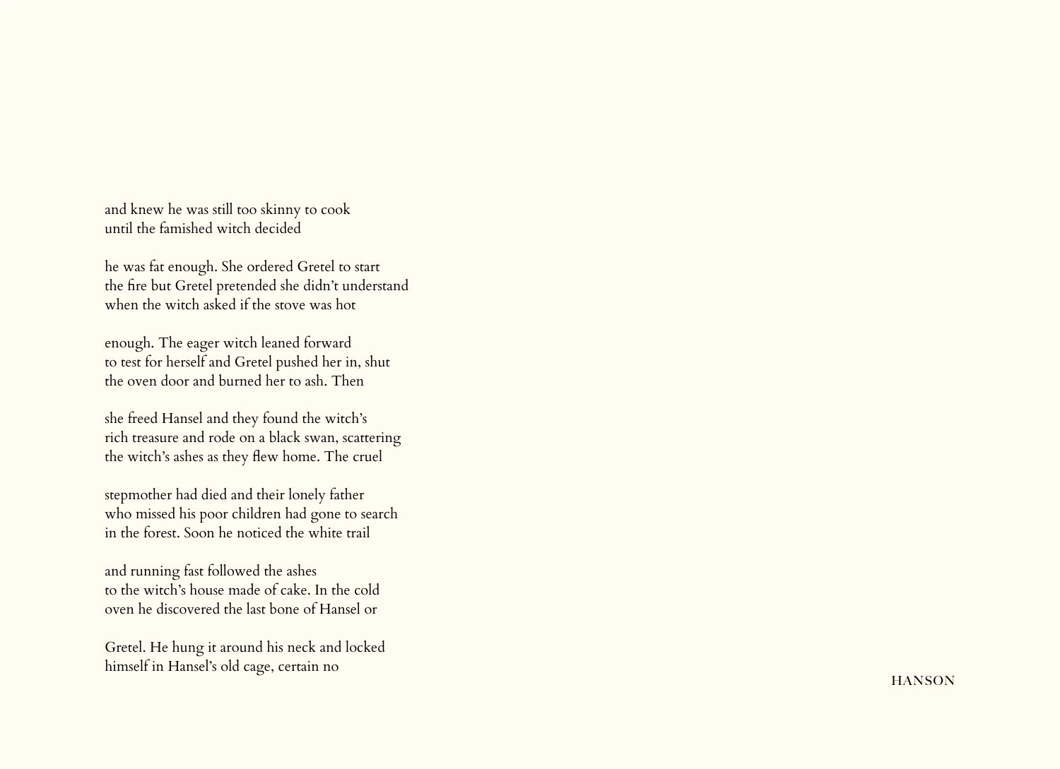and knew he was still too skinny to cook  
until the famished witch decided

he was fat enough. She ordered Gretel to start  
the fire but Gretel pretended she didn't understand  
when the witch asked if the stove was hot

enough. The eager witch leaned forward  
to test for herself and Gretel pushed her in, shut  
the oven door and burned her to ash. Then

she freed Hansel and they found the witch's  
rich treasure and rode on a black swan, scattering  
the witch's ashes as they flew home. The cruel

stepmother had died and their lonely father  
who missed his poor children had gone to search  
in the forest. Soon he noticed the white trail

and running fast followed the ashes  
to the witch's house made of cake. In the cold  
oven he discovered the last bone of Hansel or

Gretel. He hung it around his neck and locked  
himself in Hansel's old cage, certain no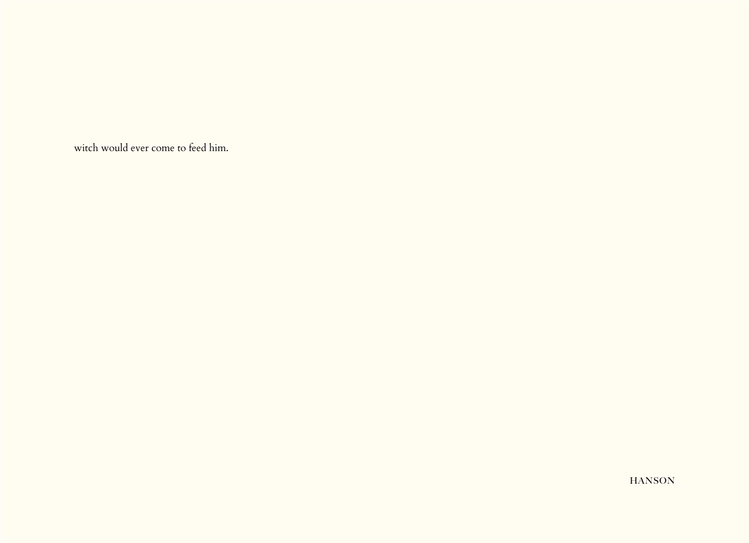witch would ever come to feed him.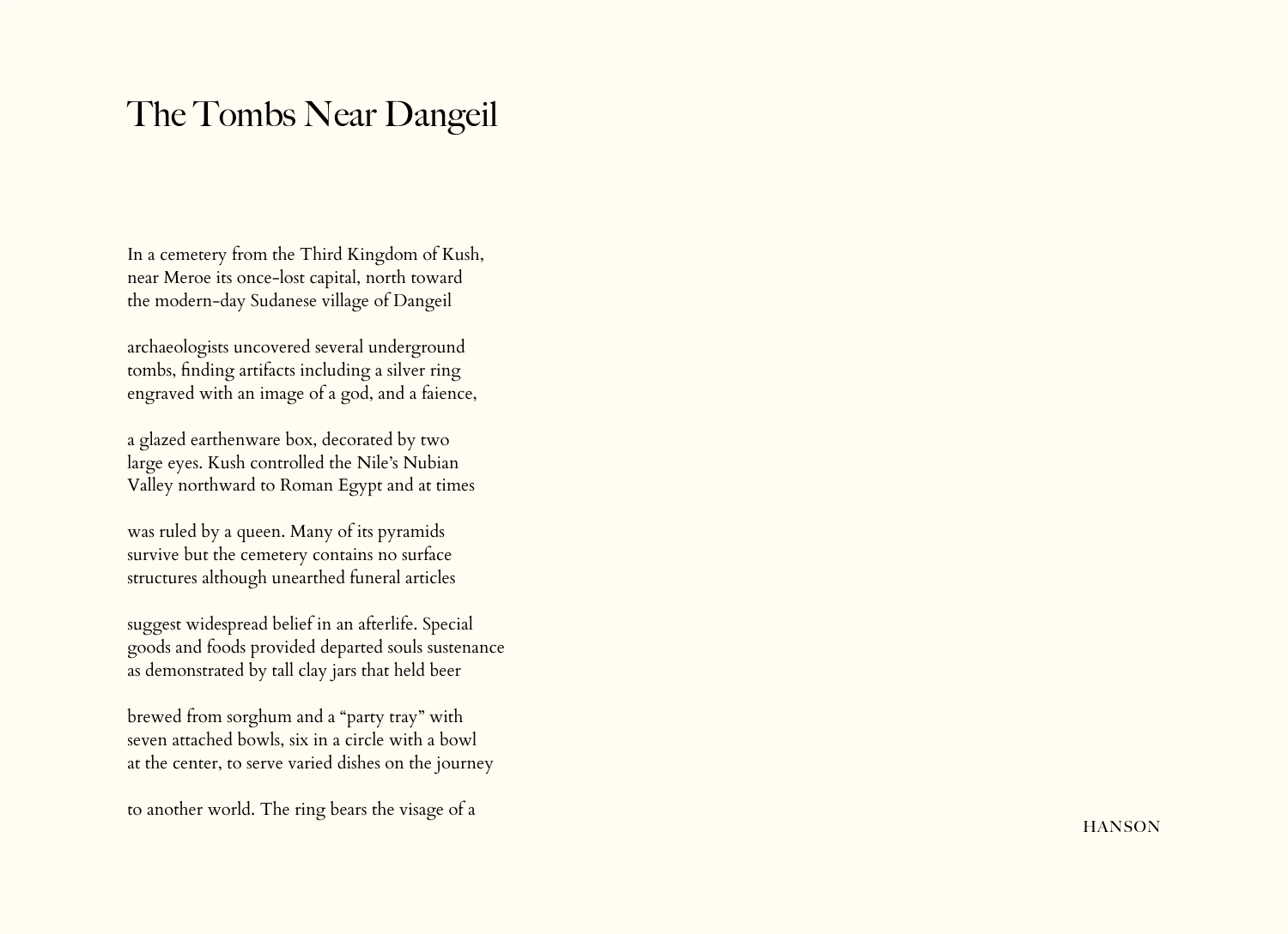# The Tombs Near Dangeil

In a cemetery from the Third Kingdom of Kush,
near Meroe its once-lost capital, north toward
the modern-day Sudanese village of Dangeil

archaeologists uncovered several underground
tombs, finding artifacts including a silver ring
engraved with an image of a god, and a faience,

a glazed earthenware box, decorated by two
large eyes. Kush controlled the Nile's Nubian
Valley northward to Roman Egypt and at times

was ruled by a queen. Many of its pyramids
survive but the cemetery contains no surface
structures although unearthed funeral articles

suggest widespread belief in an afterlife. Special
goods and foods provided departed souls sustenance
as demonstrated by tall clay jars that held beer

brewed from sorghum and a "party tray" with
seven attached bowls, six in a circle with a bowl
at the center, to serve varied dishes on the journey

to another world. The ring bears the visage of a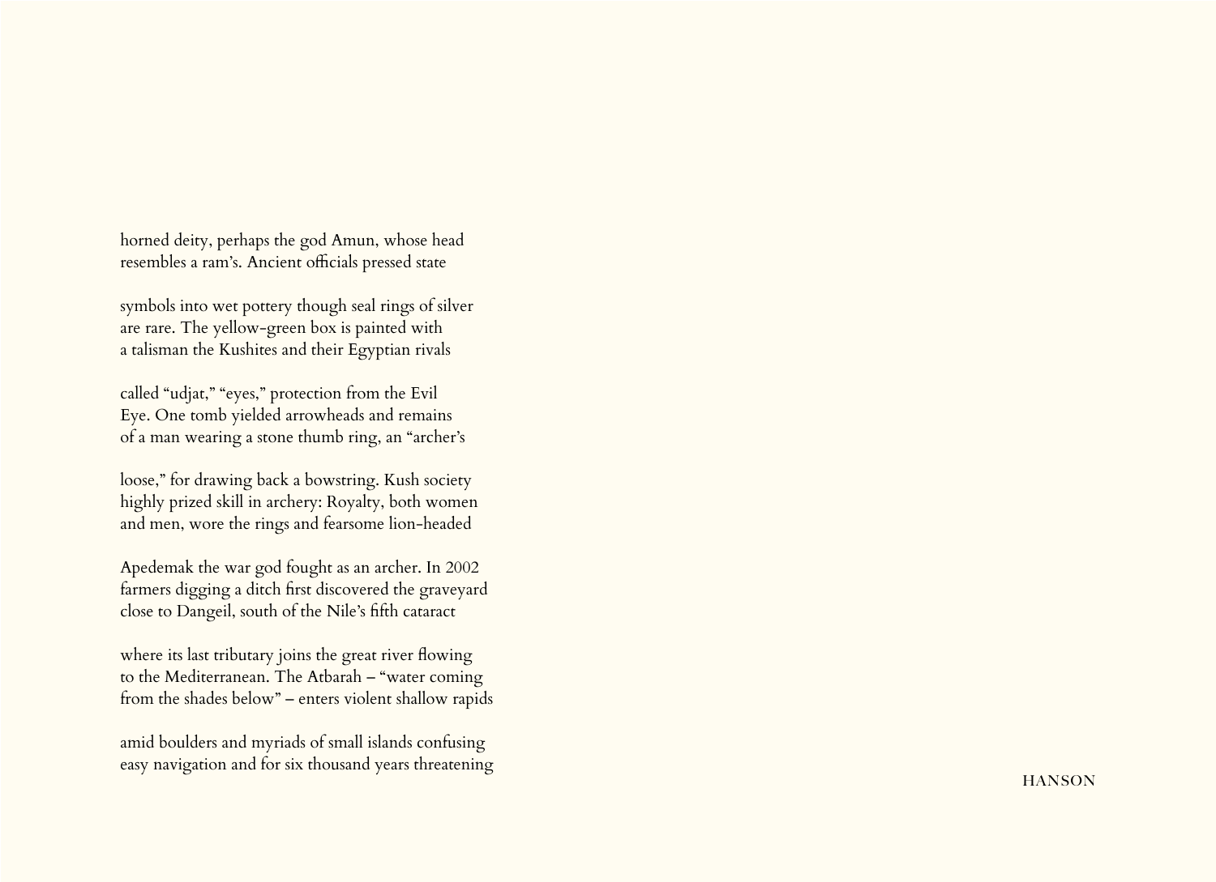horned deity, perhaps the god Amun, whose head
resembles a ram's. Ancient officials pressed state

symbols into wet pottery though seal rings of silver
are rare. The yellow-green box is painted with
a talisman the Kushites and their Egyptian rivals

called "udjat," "eyes," protection from the Evil
Eye. One tomb yielded arrowheads and remains
of a man wearing a stone thumb ring, an "archer's

loose," for drawing back a bowstring. Kush society
highly prized skill in archery: Royalty, both women
and men, wore the rings and fearsome lion-headed

Apedemak the war god fought as an archer. In 2002
farmers digging a ditch first discovered the graveyard
close to Dangeil, south of the Nile's fifth cataract

where its last tributary joins the great river flowing
to the Mediterranean. The Atbarah – "water coming
from the shades below" – enters violent shallow rapids

amid boulders and myriads of small islands confusing
easy navigation and for six thousand years threatening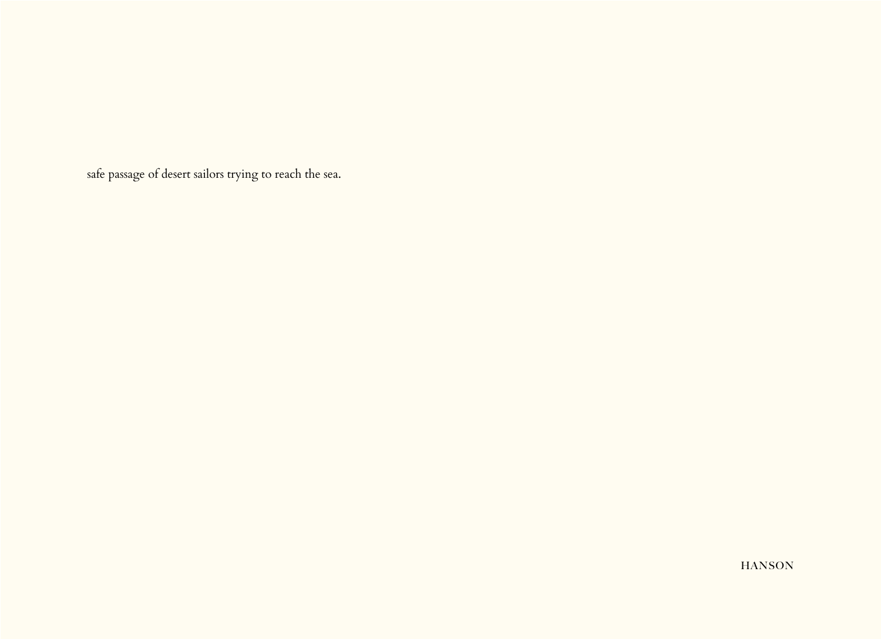safe passage of desert sailors trying to reach the sea.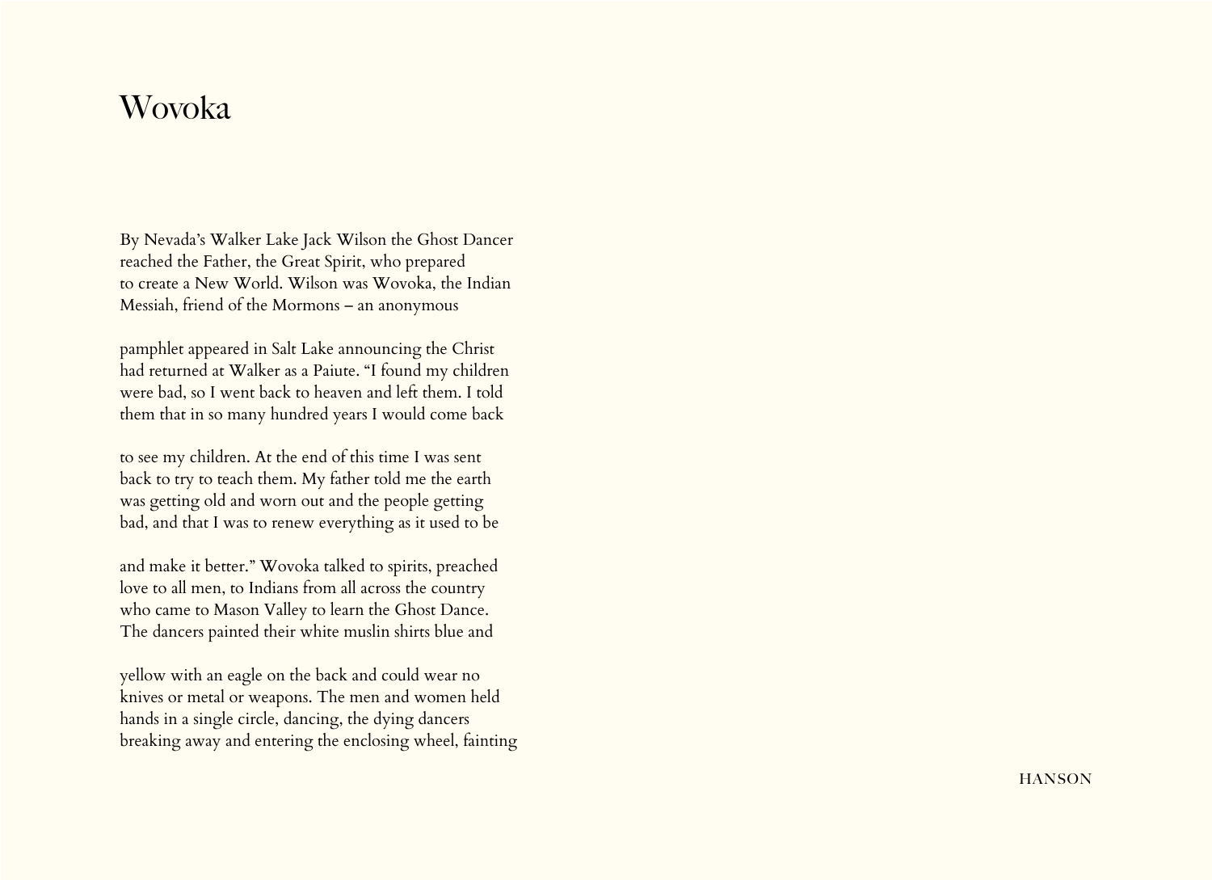# Wovoka

By Nevada's Walker Lake Jack Wilson the Ghost Dancer
reached the Father, the Great Spirit, who prepared
to create a New World. Wilson was Wovoka, the Indian
Messiah, friend of the Mormons – an anonymous

pamphlet appeared in Salt Lake announcing the Christ
had returned at Walker as a Paiute. "I found my children
were bad, so I went back to heaven and left them. I told
them that in so many hundred years I would come back

to see my children. At the end of this time I was sent
back to try to teach them. My father told me the earth
was getting old and worn out and the people getting
bad, and that I was to renew everything as it used to be

and make it better." Wovoka talked to spirits, preached
love to all men, to Indians from all across the country
who came to Mason Valley to learn the Ghost Dance.
The dancers painted their white muslin shirts blue and

yellow with an eagle on the back and could wear no
knives or metal or weapons. The men and women held
hands in a single circle, dancing, the dying dancers
breaking away and entering the enclosing wheel, fainting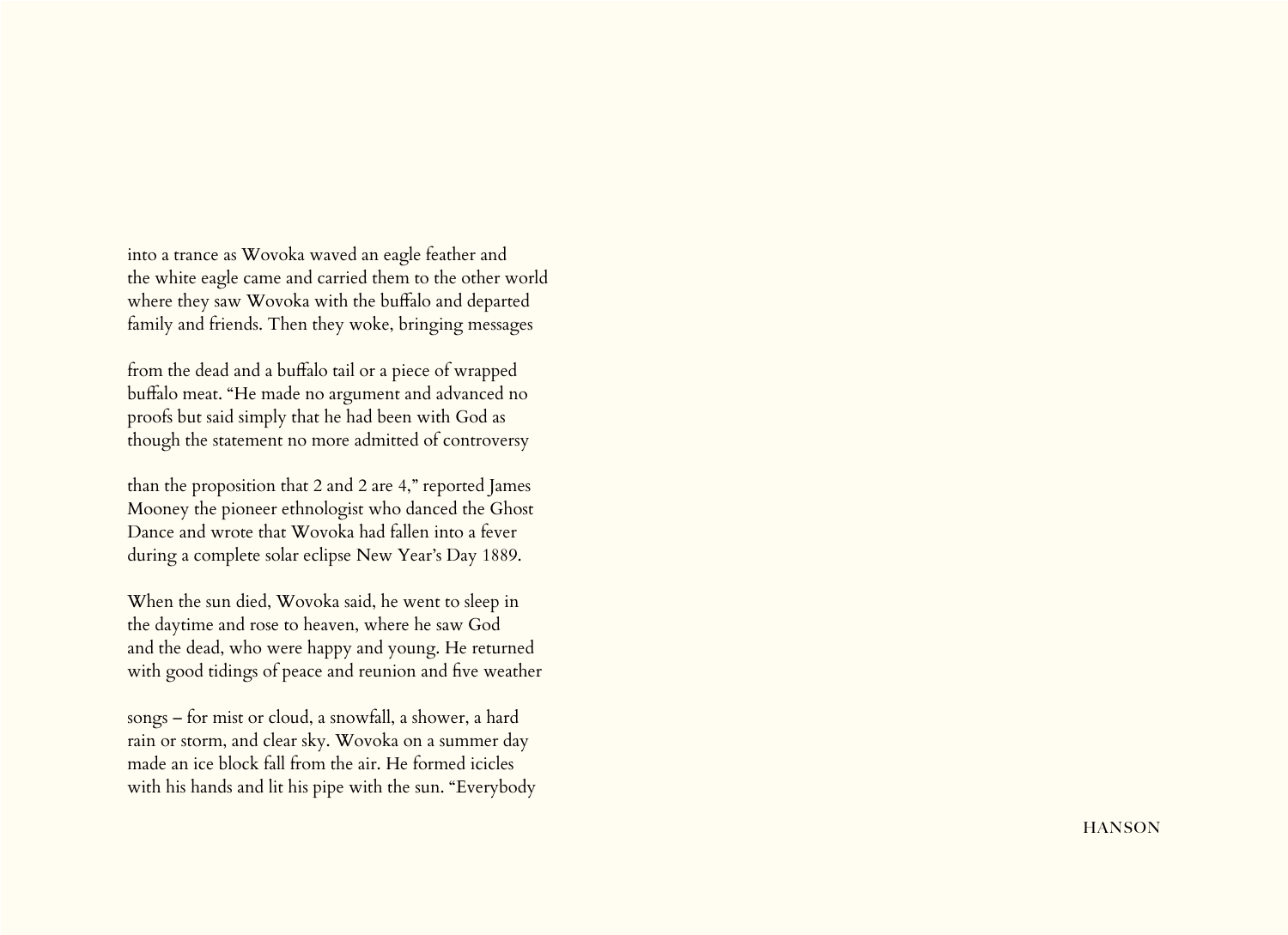into a trance as Wovoka waved an eagle feather and
the white eagle came and carried them to the other world
where they saw Wovoka with the buffalo and departed
family and friends. Then they woke, bringing messages

from the dead and a buffalo tail or a piece of wrapped
buffalo meat. "He made no argument and advanced no
proofs but said simply that he had been with God as
though the statement no more admitted of controversy

than the proposition that 2 and 2 are 4," reported James
Mooney the pioneer ethnologist who danced the Ghost
Dance and wrote that Wovoka had fallen into a fever
during a complete solar eclipse New Year's Day 1889.

When the sun died, Wovoka said, he went to sleep in
the daytime and rose to heaven, where he saw God
and the dead, who were happy and young. He returned
with good tidings of peace and reunion and five weather

songs – for mist or cloud, a snowfall, a shower, a hard
rain or storm, and clear sky. Wovoka on a summer day
made an ice block fall from the air. He formed icicles
with his hands and lit his pipe with the sun. "Everybody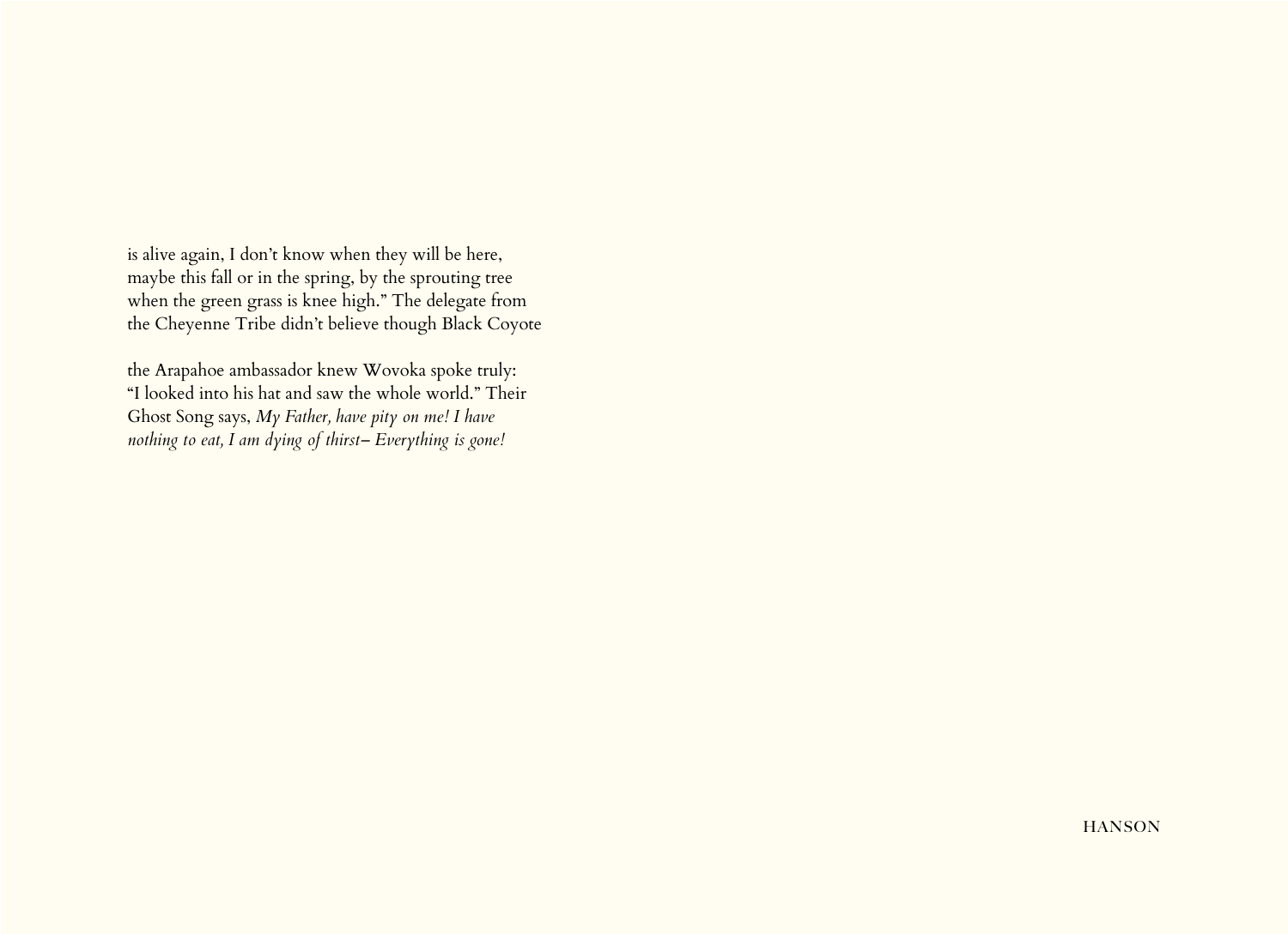is alive again, I don't know when they will be here,
maybe this fall or in the spring, by the sprouting tree
when the green grass is knee high." The delegate from
the Cheyenne Tribe didn't believe though Black Coyote

the Arapahoe ambassador knew Wovoka spoke truly:
"I looked into his hat and saw the whole world." Their
Ghost Song says, *My Father, have pity on me! I have
nothing to eat, I am dying of thirst– Everything is gone!*